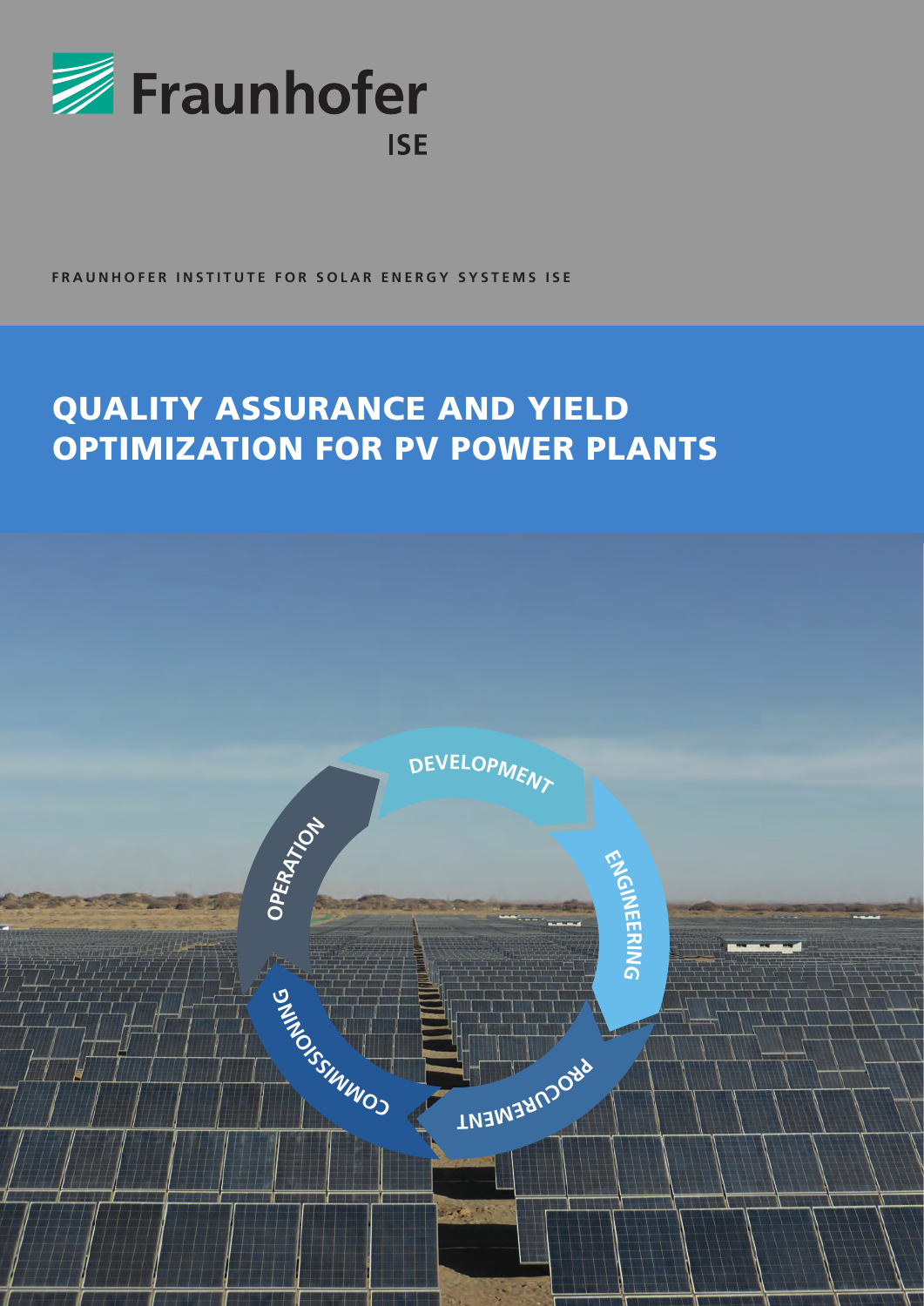Fraunhofer ISE

**FRAUNHOFER INSTITUTE FOR SOLAR ENERGY SYSTEMS ISE**

# QUALITY ASSURANCE AND YIELD OPTIMIZATION FOR PV POWER PLANTS

DEVELOPMENT

ENGINEERING

PROCUREMENT

COMMISSIONING

OPERATION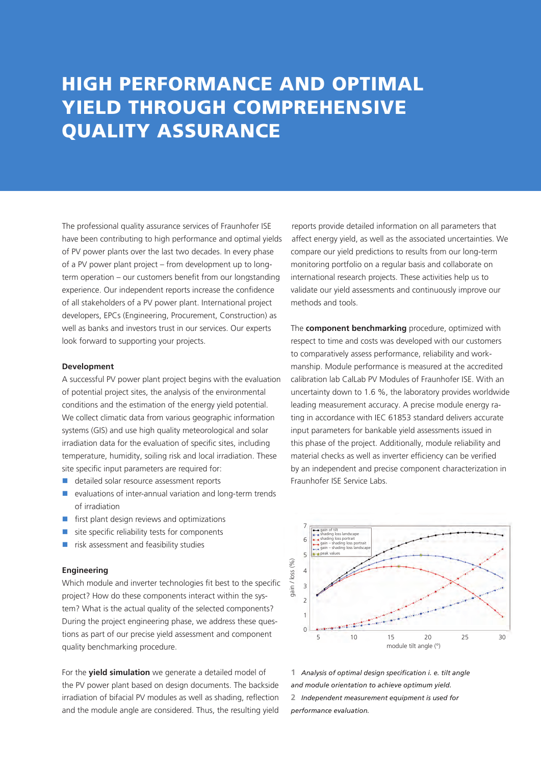# HIGH PERFORMANCE AND OPTIMAL YIELD THROUGH COMPREHENSIVE QUALITY ASSURANCE

The professional quality assurance services of Fraunhofer ISE have been contributing to high performance and optimal yields of PV power plants over the last two decades. In every phase of a PV power plant project – from development up to long-term operation – our customers benefit from our longstanding experience. Our independent reports increase the confidence of all stakeholders of a PV power plant. International project developers, EPCs (Engineering, Procurement, Construction) as well as banks and investors trust in our services. Our experts look forward to supporting your projects.

**Development**

A successful PV power plant project begins with the evaluation of potential project sites, the analysis of the environmental conditions and the estimation of the energy yield potential. We collect climatic data from various geographic information systems (GIS) and use high quality meteorological and solar irradiation data for the evaluation of specific sites, including temperature, humidity, soiling risk and local irradiation. These site specific input parameters are required for:

- detailed solar resource assessment reports
- evaluations of inter-annual variation and long-term trends of irradiation
- first plant design reviews and optimizations
- site specific reliability tests for components
- risk assessment and feasibility studies

**Engineering**

Which module and inverter technologies fit best to the specific project? How do these components interact within the system? What is the actual quality of the selected components? During the project engineering phase, we address these questions as part of our precise yield assessment and component quality benchmarking procedure.

For the **yield simulation** we generate a detailed model of the PV power plant based on design documents. The backside irradiation of bifacial PV modules as well as shading, reflection and the module angle are considered. Thus, the resulting yield reports provide detailed information on all parameters that affect energy yield, as well as the associated uncertainties. We compare our yield predictions to results from our long-term monitoring portfolio on a regular basis and collaborate on international research projects. These activities help us to validate our yield assessments and continuously improve our methods and tools.

The **component benchmarking** procedure, optimized with respect to time and costs was developed with our customers to comparatively assess performance, reliability and workmanship. Module performance is measured at the accredited calibration lab CalLab PV Modules of Fraunhofer ISE. With an uncertainty down to 1.6 %, the laboratory provides worldwide leading measurement accuracy. A precise module energy rating in accordance with IEC 61853 standard delivers accurate input parameters for bankable yield assessments issued in this phase of the project. Additionally, module reliability and material checks as well as inverter efficiency can be verified by an independent and precise component characterization in Fraunhofer ISE Service Labs.

*1 Analysis of optimal design specification i. e. tilt angle and module orientation to achieve optimum yield.*

*2 Independent measurement equipment is used for performance evaluation.*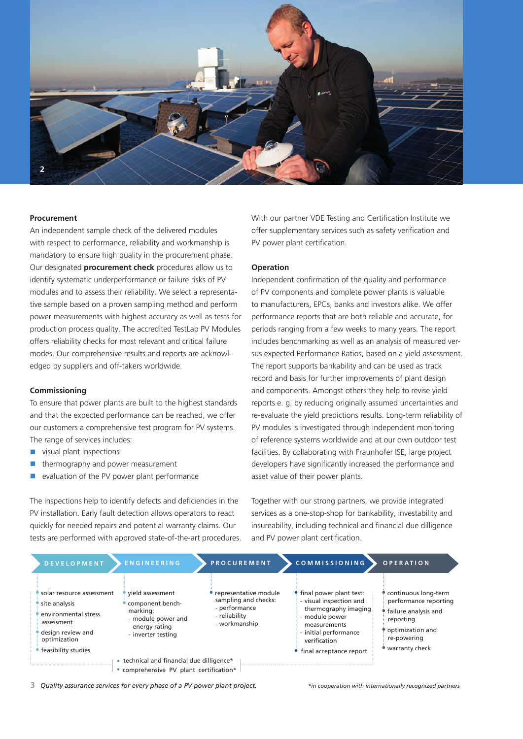2

### Procurement

An independent sample check of the delivered modules with respect to performance, reliability and workmanship is mandatory to ensure high quality in the procurement phase. Our designated **procurement check** procedures allow us to identify systematic underperformance or failure risks of PV modules and to assess their reliability. We select a representative sample based on a proven sampling method and perform power measurements with highest accuracy as well as tests for production process quality. The accredited TestLab PV Modules offers reliability checks for most relevant and critical failure modes. Our comprehensive results and reports are acknowledged by suppliers and off-takers worldwide.

### Commissioning

To ensure that power plants are built to the highest standards and that the expected performance can be reached, we offer our customers a comprehensive test program for PV systems. The range of services includes:

- visual plant inspections
- thermography and power measurement
- evaluation of the PV power plant performance

The inspections help to identify defects and deficiencies in the PV installation. Early fault detection allows operators to react quickly for needed repairs and potential warranty claims. Our tests are performed with approved state-of-the-art procedures.

With our partner VDE Testing and Certification Institute we offer supplementary services such as safety verification and PV power plant certification.

### Operation

Independent confirmation of the quality and performance of PV components and complete power plants is valuable to manufacturers, EPCs, banks and investors alike. We offer performance reports that are both reliable and accurate, for periods ranging from a few weeks to many years. The report includes benchmarking as well as an analysis of measured versus expected Performance Ratios, based on a yield assessment. The report supports bankability and can be used as track record and basis for further improvements of plant design and components. Amongst others they help to revise yield reports e. g. by reducing originally assumed uncertainties and re-evaluate the yield predictions results. Long-term reliability of PV modules is investigated through independent monitoring of reference systems worldwide and at our own outdoor test facilities. By collaborating with Fraunhofer ISE, large project developers have significantly increased the performance and asset value of their power plants.

Together with our strong partners, we provide integrated services as a one-stop-shop for bankability, investability and insureability, including technical and financial due dilligence and PV power plant certification.

| DEVELOPMENT | ENGINEERING | PROCUREMENT | COMMISSIONING | OPERATION |
|---|---|---|---|---|
| • solar resource assessment<br>• site analysis<br>• environmental stress assessment<br>• design review and optimization<br>• feasibility studies | • yield assessment<br>• component benchmarking:<br>- module power and energy rating<br>- inverter testing | • representative module sampling and checks:<br>- performance<br>- reliability<br>- workmanship | • final power plant test:<br>- visual inspection and thermography imaging<br>- module power measurements<br>- initial performance verification<br>• final acceptance report | • continuous long-term performance reporting<br>• failure analysis and reporting<br>• optimization and re-powering<br>• warranty check |

• technical and financial due dilligence*
• comprehensive PV plant certification*

3 *Quality assurance services for every phase of a PV power plant project.*

*\*in cooperation with internationally recognized partners*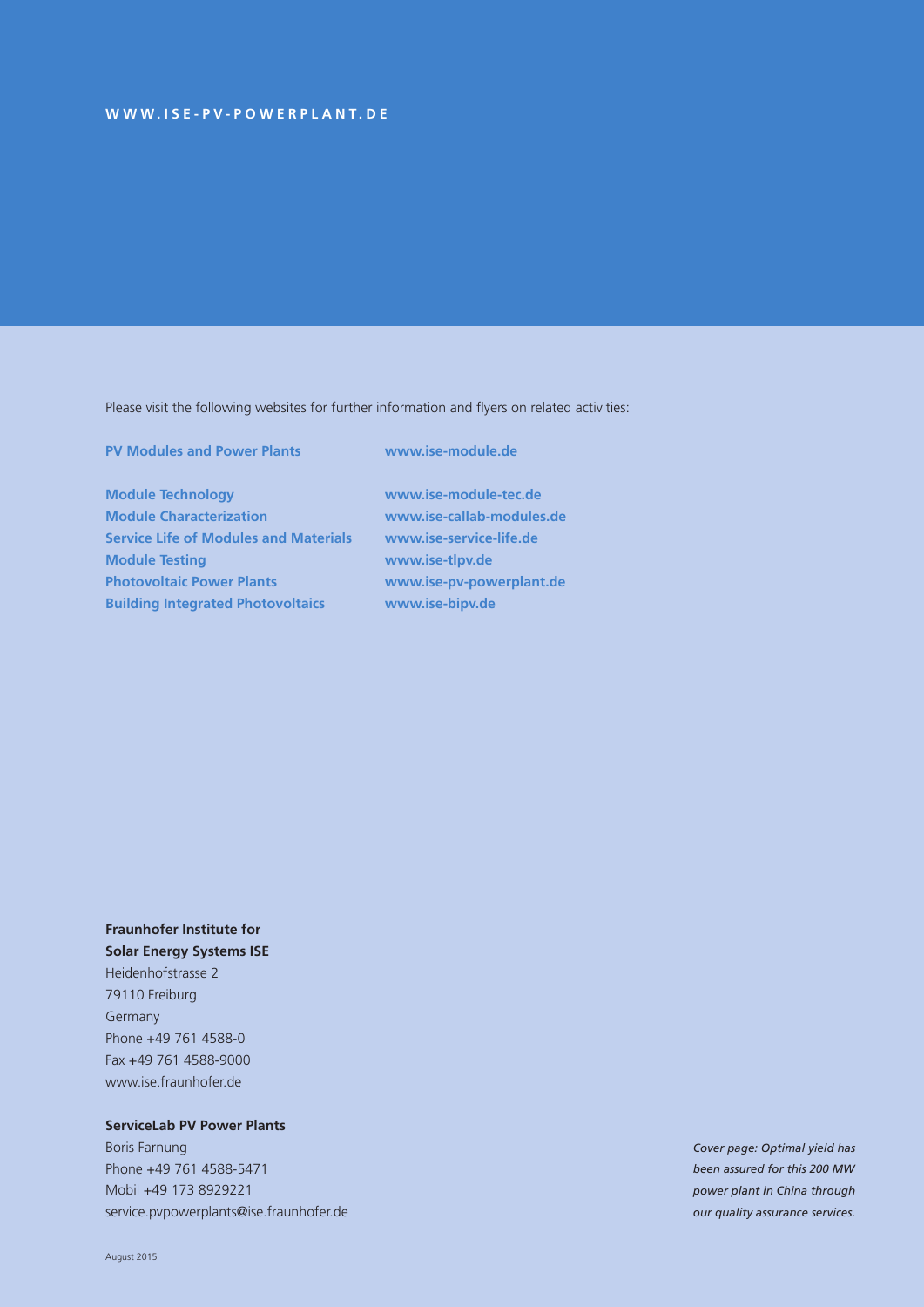WWW.ISE-PV-POWERPLANT.DE

Please visit the following websites for further information and flyers on related activities:

| | |
|---|---|
| **PV Modules and Power Plants** | **www.ise-module.de** |
| **Module Technology** | **www.ise-module-tec.de** |
| **Module Characterization** | **www.ise-callab-modules.de** |
| **Service Life of Modules and Materials** | **www.ise-service-life.de** |
| **Module Testing** | **www.ise-tlpv.de** |
| **Photovoltaic Power Plants** | **www.ise-pv-powerplant.de** |
| **Building Integrated Photovoltaics** | **www.ise-bipv.de** |

**Fraunhofer Institute for Solar Energy Systems ISE**
Heidenhofstrasse 2
79110 Freiburg
Germany
Phone +49 761 4588-0
Fax +49 761 4588-9000
www.ise.fraunhofer.de

**ServiceLab PV Power Plants**
Boris Farnung
Phone +49 761 4588-5471
Mobil +49 173 8929221
service.pvpowerplants@ise.fraunhofer.de

*Cover page: Optimal yield has been assured for this 200 MW power plant in China through our quality assurance services.*

August 2015